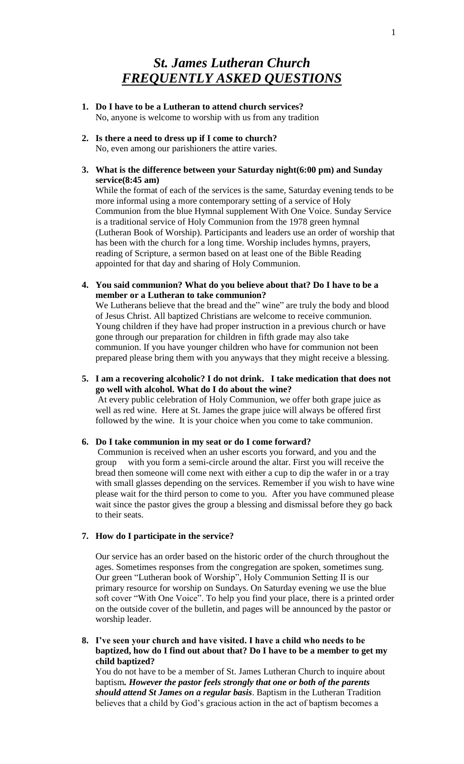# *St. James Lutheran Church*
# ***FREQUENTLY ASKED QUESTIONS***

1. **Do I have to be a Lutheran to attend church services?**
   No, anyone is welcome to worship with us from any tradition

2. **Is there a need to dress up if I come to church?**
   No, even among our parishioners the attire varies.

3. **What is the difference between your Saturday night(6:00 pm) and Sunday service(8:45 am)**
   While the format of each of the services is the same, Saturday evening tends to be more informal using a more contemporary setting of a service of Holy Communion from the blue Hymnal supplement With One Voice. Sunday Service is a traditional service of Holy Communion from the 1978 green hymnal (Lutheran Book of Worship). Participants and leaders use an order of worship that has been with the church for a long time. Worship includes hymns, prayers, reading of Scripture, a sermon based on at least one of the Bible Reading appointed for that day and sharing of Holy Communion.

4. **You said communion? What do you believe about that? Do I have to be a member or a Lutheran to take communion?**
   We Lutherans believe that the bread and the" wine" are truly the body and blood of Jesus Christ. All baptized Christians are welcome to receive communion. Young children if they have had proper instruction in a previous church or have gone through our preparation for children in fifth grade may also take communion. If you have younger children who have for communion not been prepared please bring them with you anyways that they might receive a blessing.

5. **I am a recovering alcoholic? I do not drink. I take medication that does not go well with alcohol. What do I do about the wine?**
   At every public celebration of Holy Communion, we offer both grape juice as well as red wine. Here at St. James the grape juice will always be offered first followed by the wine. It is your choice when you come to take communion.

6. **Do I take communion in my seat or do I come forward?**
   Communion is received when an usher escorts you forward, and you and the group with you form a semi-circle around the altar. First you will receive the bread then someone will come next with either a cup to dip the wafer in or a tray with small glasses depending on the services. Remember if you wish to have wine please wait for the third person to come to you. After you have communed please wait since the pastor gives the group a blessing and dismissal before they go back to their seats.

7. **How do I participate in the service?**

   Our service has an order based on the historic order of the church throughout the ages. Sometimes responses from the congregation are spoken, sometimes sung. Our green "Lutheran book of Worship", Holy Communion Setting II is our primary resource for worship on Sundays. On Saturday evening we use the blue soft cover "With One Voice". To help you find your place, there is a printed order on the outside cover of the bulletin, and pages will be announced by the pastor or worship leader.

8. **I've seen your church and have visited. I have a child who needs to be baptized, how do I find out about that? Do I have to be a member to get my child baptized?**
   You do not have to be a member of St. James Lutheran Church to inquire about baptism***. However the pastor feels strongly that one or both of the parents should attend St James on a regular basis***. Baptism in the Lutheran Tradition believes that a child by God's gracious action in the act of baptism becomes a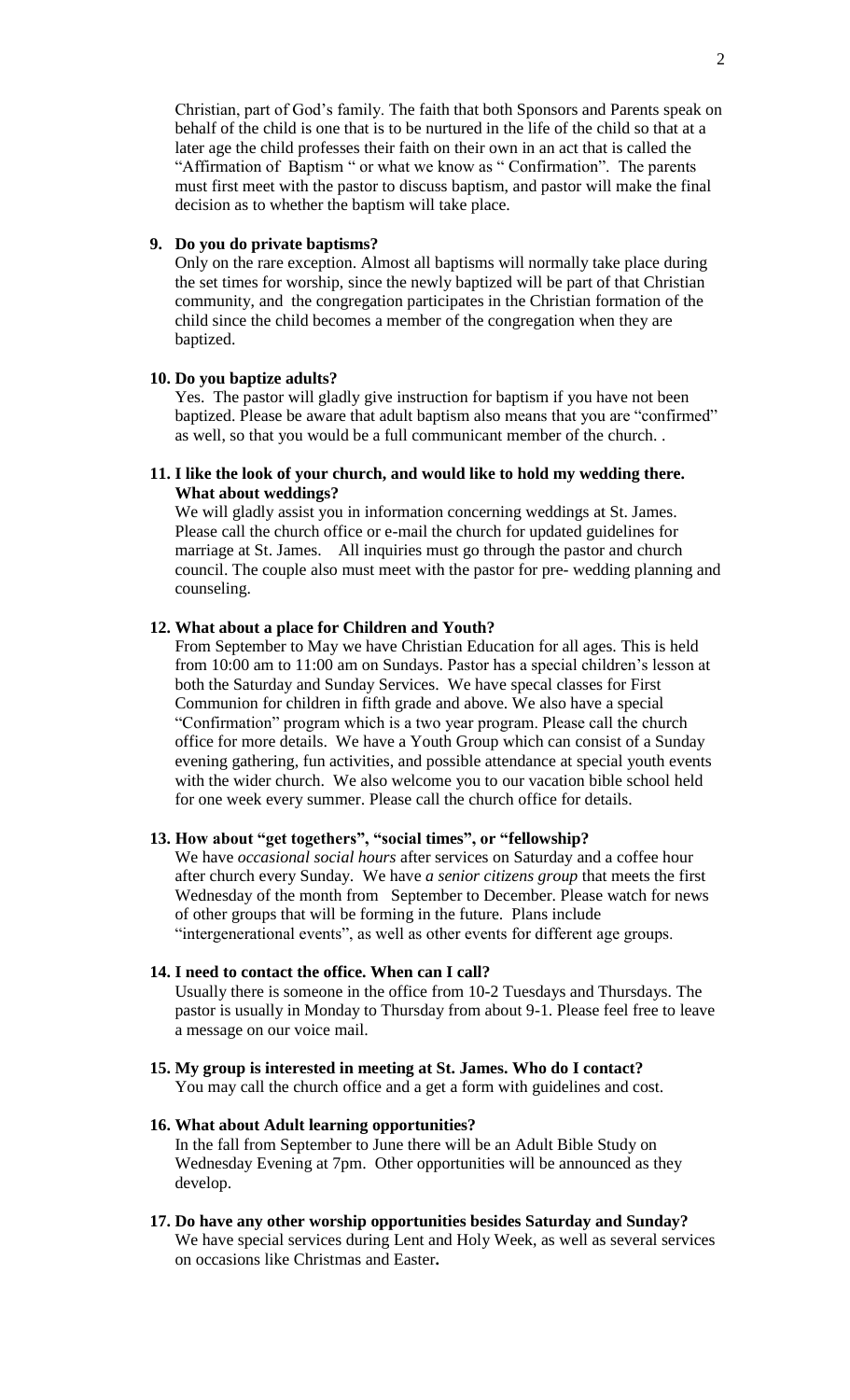Christian, part of God's family. The faith that both Sponsors and Parents speak on behalf of the child is one that is to be nurtured in the life of the child so that at a later age the child professes their faith on their own in an act that is called the "Affirmation of Baptism " or what we know as " Confirmation". The parents must first meet with the pastor to discuss baptism, and pastor will make the final decision as to whether the baptism will take place.

9. **Do you do private baptisms?**
   Only on the rare exception. Almost all baptisms will normally take place during the set times for worship, since the newly baptized will be part of that Christian community, and the congregation participates in the Christian formation of the child since the child becomes a member of the congregation when they are baptized.

10. **Do you baptize adults?**
    Yes. The pastor will gladly give instruction for baptism if you have not been baptized. Please be aware that adult baptism also means that you are "confirmed" as well, so that you would be a full communicant member of the church. .

11. **I like the look of your church, and would like to hold my wedding there. What about weddings?**
    We will gladly assist you in information concerning weddings at St. James. Please call the church office or e-mail the church for updated guidelines for marriage at St. James. All inquiries must go through the pastor and church council. The couple also must meet with the pastor for pre- wedding planning and counseling.

12. **What about a place for Children and Youth?**
    From September to May we have Christian Education for all ages. This is held from 10:00 am to 11:00 am on Sundays. Pastor has a special children's lesson at both the Saturday and Sunday Services. We have specal classes for First Communion for children in fifth grade and above. We also have a special "Confirmation" program which is a two year program. Please call the church office for more details. We have a Youth Group which can consist of a Sunday evening gathering, fun activities, and possible attendance at special youth events with the wider church. We also welcome you to our vacation bible school held for one week every summer. Please call the church office for details.

13. **How about "get togethers", "social times", or "fellowship?**
    We have *occasional social hours* after services on Saturday and a coffee hour after church every Sunday. We have *a senior citizens group* that meets the first Wednesday of the month from September to December. Please watch for news of other groups that will be forming in the future. Plans include "intergenerational events", as well as other events for different age groups.

14. **I need to contact the office. When can I call?**
    Usually there is someone in the office from 10-2 Tuesdays and Thursdays. The pastor is usually in Monday to Thursday from about 9-1. Please feel free to leave a message on our voice mail.

15. **My group is interested in meeting at St. James. Who do I contact?**
    You may call the church office and a get a form with guidelines and cost.

16. **What about Adult learning opportunities?**
    In the fall from September to June there will be an Adult Bible Study on Wednesday Evening at 7pm. Other opportunities will be announced as they develop.

17. **Do have any other worship opportunities besides Saturday and Sunday?**
    We have special services during Lent and Holy Week, as well as several services on occasions like Christmas and Easter**.**